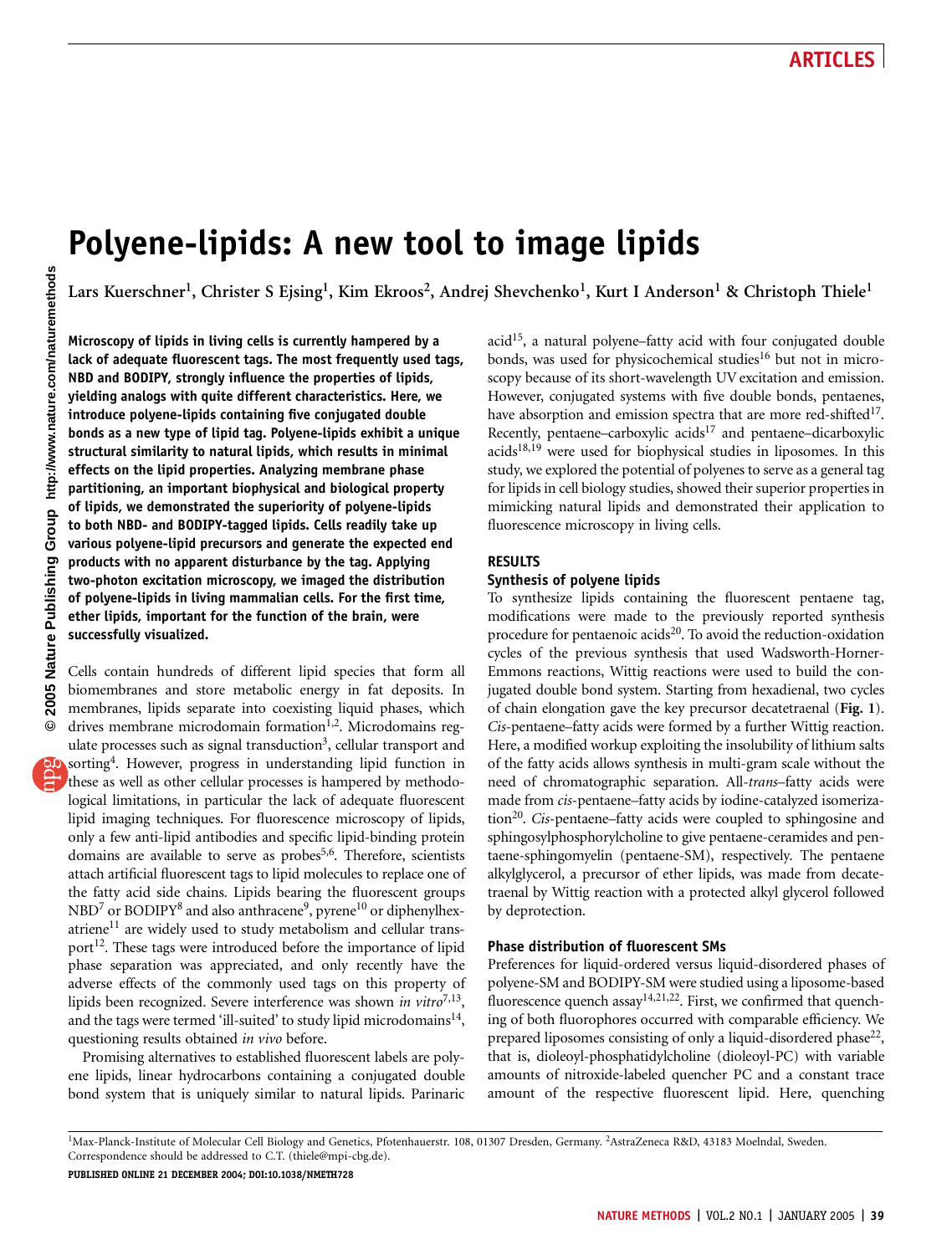# Polyene-lipids: A new tool to image lipids

Lars Kuerschner[1], Christer S Ejsing[1], Kim Ekroos[2], Andrej Shevchenko[1], Kurt I Anderson[1] & Christoph Thiele[1]

**Microscopy of lipids in living cells is currently hampered by a lack of adequate fluorescent tags. The most frequently used tags, NBD and BODIPY, strongly influence the properties of lipids, yielding analogs with quite different characteristics. Here, we introduce polyene-lipids containing five conjugated double bonds as a new type of lipid tag. Polyene-lipids exhibit a unique structural similarity to natural lipids, which results in minimal effects on the lipid properties. Analyzing membrane phase partitioning, an important biophysical and biological property of lipids, we demonstrated the superiority of polyene-lipids to both NBD- and BODIPY-tagged lipids. Cells readily take up various polyene-lipid precursors and generate the expected end products with no apparent disturbance by the tag. Applying two-photon excitation microscopy, we imaged the distribution of polyene-lipids in living mammalian cells. For the first time, ether lipids, important for the function of the brain, were successfully visualized.**

Cells contain hundreds of different lipid species that form all biomembranes and store metabolic energy in fat deposits. In membranes, lipids separate into coexisting liquid phases, which drives membrane microdomain formation[1,2]. Microdomains regulate processes such as signal transduction[3], cellular transport and sorting[4]. However, progress in understanding lipid function in these as well as other cellular processes is hampered by methodological limitations, in particular the lack of adequate fluorescent lipid imaging techniques. For fluorescence microscopy of lipids, only a few anti-lipid antibodies and specific lipid-binding protein domains are available to serve as probes[5,6]. Therefore, scientists attach artificial fluorescent tags to lipid molecules to replace one of the fatty acid side chains. Lipids bearing the fluorescent groups NBD[7] or BODIPY[8] and also anthracene[9], pyrene[10] or diphenylhexatriene[11] are widely used to study metabolism and cellular transport[12]. These tags were introduced before the importance of lipid phase separation was appreciated, and only recently have the adverse effects of the commonly used tags on this property of lipids been recognized. Severe interference was shown *in vitro*[7,13], and the tags were termed 'ill-suited' to study lipid microdomains[14], questioning results obtained *in vivo* before.

Promising alternatives to established fluorescent labels are polyene lipids, linear hydrocarbons containing a conjugated double bond system that is uniquely similar to natural lipids. Parinaric acid[15], a natural polyene–fatty acid with four conjugated double bonds, was used for physicochemical studies[16] but not in microscopy because of its short-wavelength UV excitation and emission. However, conjugated systems with five double bonds, pentaenes, have absorption and emission spectra that are more red-shifted[17]. Recently, pentaene–carboxylic acids[17] and pentaene–dicarboxylic acids[18,19] were used for biophysical studies in liposomes. In this study, we explored the potential of polyenes to serve as a general tag for lipids in cell biology studies, showed their superior properties in mimicking natural lipids and demonstrated their application to fluorescence microscopy in living cells.

## RESULTS

### Synthesis of polyene lipids

To synthesize lipids containing the fluorescent pentaene tag, modifications were made to the previously reported synthesis procedure for pentaenoic acids[20]. To avoid the reduction-oxidation cycles of the previous synthesis that used Wadsworth-Horner-Emmons reactions, Wittig reactions were used to build the conjugated double bond system. Starting from hexadienal, two cycles of chain elongation gave the key precursor decatetraenal (**Fig. 1**). *Cis*-pentaene–fatty acids were formed by a further Wittig reaction. Here, a modified workup exploiting the insolubility of lithium salts of the fatty acids allows synthesis in multi-gram scale without the need of chromatographic separation. All-*trans*–fatty acids were made from *cis*-pentaene–fatty acids by iodine-catalyzed isomerization[20]. *Cis*-pentaene–fatty acids were coupled to sphingosine and sphingosylphosphorylcholine to give pentaene-ceramides and pentaene-sphingomyelin (pentaene-SM), respectively. The pentaene alkylglycerol, a precursor of ether lipids, was made from decatetraenal by Wittig reaction with a protected alkyl glycerol followed by deprotection.

### Phase distribution of fluorescent SMs

Preferences for liquid-ordered versus liquid-disordered phases of polyene-SM and BODIPY-SM were studied using a liposome-based fluorescence quench assay[14,21,22]. First, we confirmed that quenching of both fluorophores occurred with comparable efficiency. We prepared liposomes consisting of only a liquid-disordered phase[22], that is, dioleoyl-phosphatidylcholine (dioleoyl-PC) with variable amounts of nitroxide-labeled quencher PC and a constant trace amount of the respective fluorescent lipid. Here, quenching

[1]Max-Planck-Institute of Molecular Cell Biology and Genetics, Pfotenhauerstr. 108, 01307 Dresden, Germany. [2]AstraZeneca R&D, 43183 Moelndal, Sweden. Correspondence should be addressed to C.T. (thiele@mpi-cbg.de).

**PUBLISHED ONLINE 21 DECEMBER 2004; DOI:10.1038/NMETH728**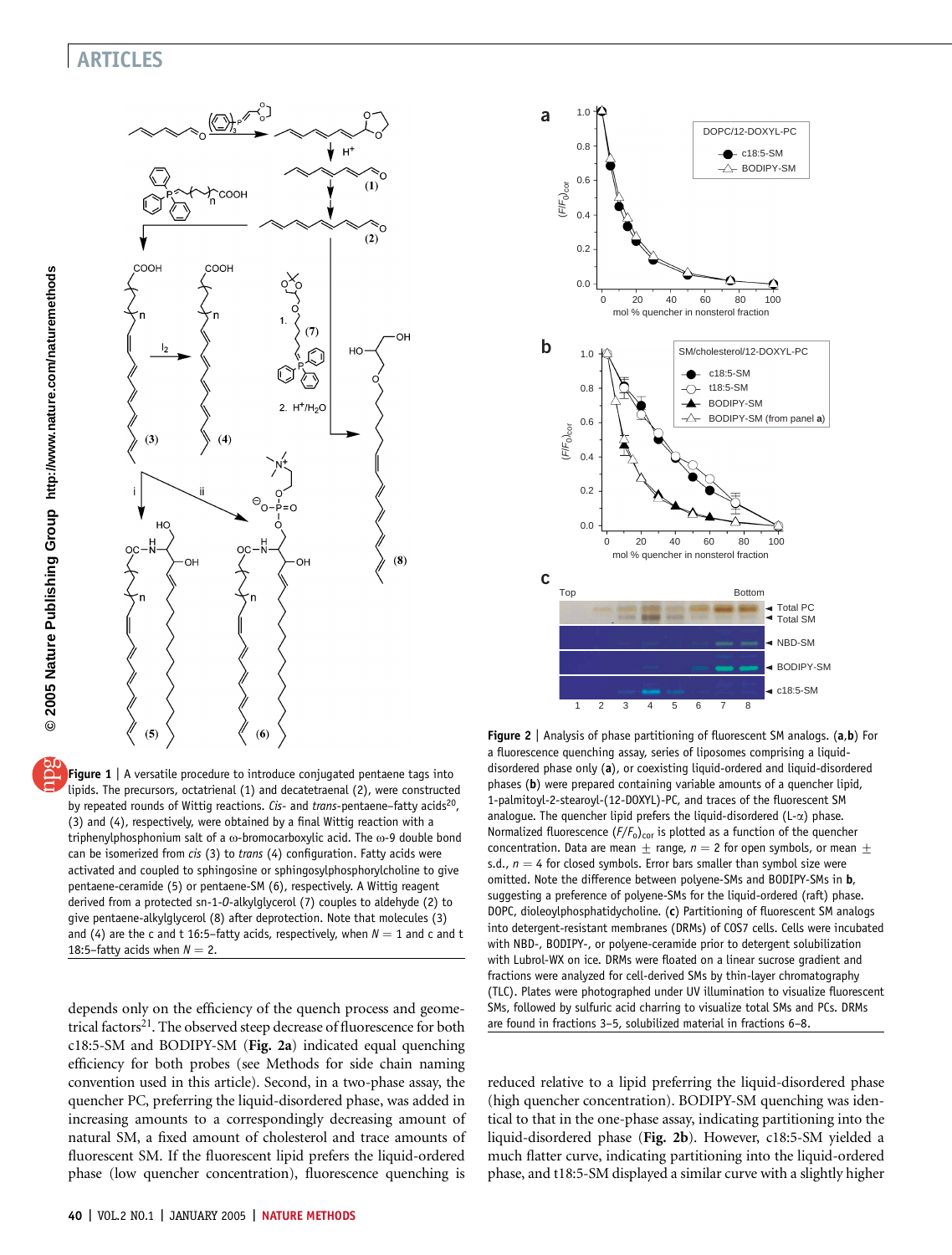**Figure 1 | A versatile procedure to introduce conjugated pentaene tags into lipids.** The precursors, octatrienal (1) and decatetraenal (2), were constructed by repeated rounds of Wittig reactions. *Cis-* and *trans*-pentaene–fatty acids[20], (3) and (4), respectively, were obtained by a final Wittig reaction with a triphenylphosphonium salt of a ω-bromocarboxylic acid. The ω-9 double bond can be isomerized from *cis* (3) to *trans* (4) configuration. Fatty acids were activated and coupled to sphingosine or sphingosylphosphorylcholine to give pentaene-ceramide (5) or pentaene-SM (6), respectively. A Wittig reagent derived from a protected sn-1-*O*-alkylglycerol (7) couples to aldehyde (2) to give pentaene-alkylglycerol (8) after deprotection. Note that molecules (3) and (4) are the c and t 16:5–fatty acids, respectively, when $N = 1$ and c and t 18:5–fatty acids when $N = 2$.

**Figure 2 | Analysis of phase partitioning of fluorescent SM analogs.** (**a**,**b**) For a fluorescence quenching assay, series of liposomes comprising a liquid-disordered phase only (**a**), or coexisting liquid-ordered and liquid-disordered phases (**b**) were prepared containing variable amounts of a quencher lipid, 1-palmitoyl-2-stearoyl-(12-DOXYL)-PC, and traces of the fluorescent SM analogue. The quencher lipid prefers the liquid-disordered (L-α) phase. Normalized fluorescence $(F/F_0)_{cor}$ is plotted as a function of the quencher concentration. Data are mean ± range, $n = 2$ for open symbols, or mean ± s.d., $n = 4$ for closed symbols. Error bars smaller than symbol size were omitted. Note the difference between polyene-SMs and BODIPY-SMs in **b**, suggesting a preference of polyene-SMs for the liquid-ordered (raft) phase. DOPC, dioleoylphosphatidycholine. (**c**) Partitioning of fluorescent SM analogs into detergent-resistant membranes (DRMs) of COS7 cells. Cells were incubated with NBD-, BODIPY-, or polyene-ceramide prior to detergent solubilization with Lubrol-WX on ice. DRMs were floated on a linear sucrose gradient and fractions were analyzed for cell-derived SMs by thin-layer chromatography (TLC). Plates were photographed under UV illumination to visualize fluorescent SMs, followed by sulfuric acid charring to visualize total SMs and PCs. DRMs are found in fractions 3–5, solubilized material in fractions 6–8.

depends only on the efficiency of the quench process and geometrical factors[21]. The observed steep decrease of fluorescence for both c18:5-SM and BODIPY-SM (**Fig. 2a**) indicated equal quenching efficiency for both probes (see Methods for side chain naming convention used in this article). Second, in a two-phase assay, the quencher PC, preferring the liquid-disordered phase, was added in increasing amounts to a correspondingly decreasing amount of natural SM, a fixed amount of cholesterol and trace amounts of fluorescent SM. If the fluorescent lipid prefers the liquid-ordered phase (low quencher concentration), fluorescence quenching is reduced relative to a lipid preferring the liquid-disordered phase (high quencher concentration). BODIPY-SM quenching was identical to that in the one-phase assay, indicating partitioning into the liquid-disordered phase (**Fig. 2b**). However, c18:5-SM yielded a much flatter curve, indicating partitioning into the liquid-ordered phase, and t18:5-SM displayed a similar curve with a slightly higher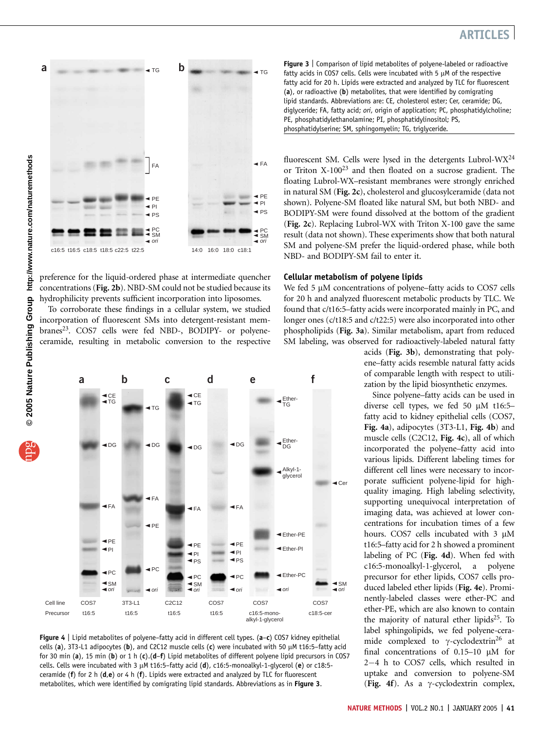Figure 3 | Comparison of lipid metabolites of polyene-labeled or radioactive fatty acids in COS7 cells. Cells were incubated with 5 μM of the respective fatty acid for 20 h. Lipids were extracted and analyzed by TLC for fluorescent (**a**), or radioactive (**b**) metabolites, that were identified by comigrating lipid standards. Abbreviations are: CE, cholesterol ester; Cer, ceramide; DG, diglyceride; FA, fatty acid; *ori*, origin of application; PC, phosphatidylcholine; PE, phosphatidylethanolamine; PI, phosphatidylinositol; PS, phosphatidylserine; SM, sphingomyelin; TG, triglyceride.

preference for the liquid-ordered phase at intermediate quencher concentrations (**Fig. 2b**). NBD-SM could not be studied because its hydrophilicity prevents sufficient incorporation into liposomes.

To corroborate these findings in a cellular system, we studied incorporation of fluorescent SMs into detergent-resistant membranes[23]. COS7 cells were fed NBD-, BODIPY- or polyene-ceramide, resulting in metabolic conversion to the respective fluorescent SM. Cells were lysed in the detergents Lubrol-WX[24] or Triton X-100[23] and then floated on a sucrose gradient. The floating Lubrol-WX–resistant membranes were strongly enriched in natural SM (**Fig. 2c**), cholesterol and glucosylceramide (data not shown). Polyene-SM floated like natural SM, but both NBD- and BODIPY-SM were found dissolved at the bottom of the gradient (**Fig. 2c**). Replacing Lubrol-WX with Triton X-100 gave the same result (data not shown). These experiments show that both natural SM and polyene-SM prefer the liquid-ordered phase, while both NBD- and BODIPY-SM fail to enter it.

### Cellular metabolism of polyene lipids

We fed 5 μM concentrations of polyene–fatty acids to COS7 cells for 20 h and analyzed fluorescent metabolic products by TLC. We found that c/t16:5–fatty acids were incorporated mainly in PC, and longer ones (c/t18:5 and c/t22:5) were also incorporated into other phospholipids (**Fig. 3a**). Similar metabolism, apart from reduced SM labeling, was observed for radioactively-labeled natural fatty acids (**Fig. 3b**), demonstrating that polyene–fatty acids resemble natural fatty acids of comparable length with respect to utilization by the lipid biosynthetic enzymes.

Since polyene–fatty acids can be used in diverse cell types, we fed 50 μM t16:5–fatty acid to kidney epithelial cells (COS7, **Fig. 4a**), adipocytes (3T3-L1, **Fig. 4b**) and muscle cells (C2C12, **Fig. 4c**), all of which incorporated the polyene–fatty acid into various lipids. Different labeling times for different cell lines were necessary to incorporate sufficient polyene-lipid for high-quality imaging. High labeling selectivity, supporting unequivocal interpretation of imaging data, was achieved at lower concentrations for incubation times of a few hours. COS7 cells incubated with 3 μM t16:5–fatty acid for 2 h showed a prominent labeling of PC (**Fig. 4d**). When fed with c16:5-monoalkyl-1-glycerol, a polyene precursor for ether lipids, COS7 cells produced labeled ether lipids (**Fig. 4e**). Prominently-labeled classes were ether-PC and ether-PE, which are also known to contain the majority of natural ether lipids[25]. To label sphingolipids, we fed polyene-ceramide complexed to γ-cyclodextrin[26] at final concentrations of 0.15–10 μM for 2–4 h to COS7 cells, which resulted in uptake and conversion to polyene-SM (**Fig. 4f**). As a γ-cyclodextrin complex,

Figure 4 | Lipid metabolites of polyene–fatty acid in different cell types. (**a**–**c**) COS7 kidney epithelial cells (**a**), 3T3-L1 adipocytes (**b**), and C2C12 muscle cells (**c**) were incubated with 50 μM t16:5–fatty acid for 30 min (**a**), 15 min (**b**) or 1 h (**c**).(**d**–**f**) Lipid metabolites of different polyene lipid precursors in COS7 cells. Cells were incubated with 3 μM t16:5–fatty acid (**d**), c16:5-monoalkyl-1-glycerol (**e**) or c18:5-ceramide (**f**) for 2 h (**d**,**e**) or 4 h (**f**). Lipids were extracted and analyzed by TLC for fluorescent metabolites, which were identified by comigrating lipid standards. Abbreviations as in **Figure 3**.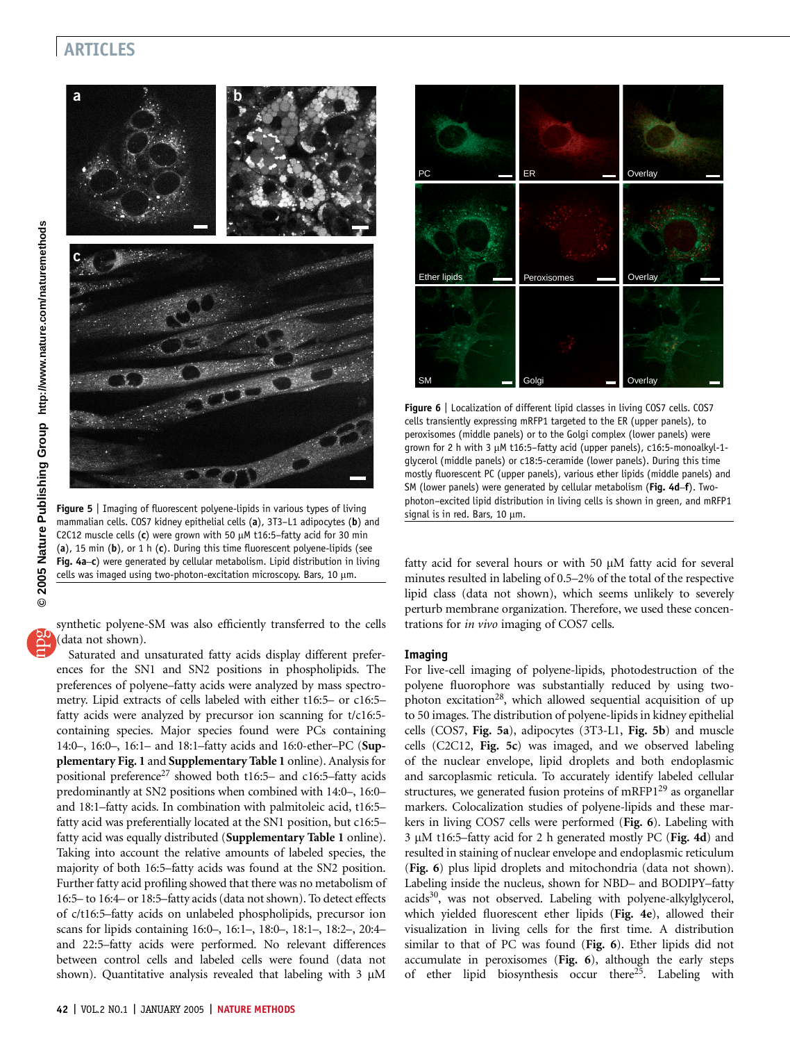Figure 5 | Imaging of fluorescent polyene-lipids in various types of living mammalian cells. COS7 kidney epithelial cells (**a**), 3T3–L1 adipocytes (**b**) and C2C12 muscle cells (**c**) were grown with 50 μM t16:5–fatty acid for 30 min (**a**), 15 min (**b**), or 1 h (**c**). During this time fluorescent polyene-lipids (see **Fig. 4a–c**) were generated by cellular metabolism. Lipid distribution in living cells was imaged using two-photon-excitation microscopy. Bars, 10 μm.

Figure 6 | Localization of different lipid classes in living COS7 cells. COS7 cells transiently expressing mRFP1 targeted to the ER (upper panels), to peroxisomes (middle panels) or to the Golgi complex (lower panels) were grown for 2 h with 3 μM t16:5–fatty acid (upper panels), c16:5-monoalkyl-1-glycerol (middle panels) or c18:5-ceramide (lower panels). During this time mostly fluorescent PC (upper panels), various ether lipids (middle panels) and SM (lower panels) were generated by cellular metabolism (**Fig. 4d–f**). Two-photon–excited lipid distribution in living cells is shown in green, and mRFP1 signal is in red. Bars, 10 μm.

synthetic polyene-SM was also efficiently transferred to the cells (data not shown).

Saturated and unsaturated fatty acids display different preferences for the SN1 and SN2 positions in phospholipids. The preferences of polyene–fatty acids were analyzed by mass spectrometry. Lipid extracts of cells labeled with either t16:5– or c16:5-fatty acids were analyzed by precursor ion scanning for t/c16:5-containing species. Major species found were PCs containing 14:0–, 16:0–, 16:1– and 18:1–fatty acids and 16:0-ether–PC (**Supplementary Fig. 1** and **Supplementary Table 1** online). Analysis for positional preference[27] showed both t16:5– and c16:5–fatty acids predominantly at SN2 positions when combined with 14:0–, 16:0– and 18:1–fatty acids. In combination with palmitoleic acid, t16:5–fatty acid was preferentially located at the SN1 position, but c16:5–fatty acid was equally distributed (**Supplementary Table 1** online). Taking into account the relative amounts of labeled species, the majority of both 16:5–fatty acids was found at the SN2 position. Further fatty acid profiling showed that there was no metabolism of 16:5– to 16:4– or 18:5–fatty acids (data not shown). To detect effects of c/t16:5–fatty acids on unlabeled phospholipids, precursor ion scans for lipids containing 16:0–, 16:1–, 18:0–, 18:1–, 18:2–, 20:4– and 22:5–fatty acids were performed. No relevant differences between control cells and labeled cells were found (data not shown). Quantitative analysis revealed that labeling with 3 μM fatty acid for several hours or with 50 μM fatty acid for several minutes resulted in labeling of 0.5–2% of the total of the respective lipid class (data not shown), which seems unlikely to severely perturb membrane organization. Therefore, we used these concentrations for *in vivo* imaging of COS7 cells.

## Imaging

For live-cell imaging of polyene-lipids, photodestruction of the polyene fluorophore was substantially reduced by using two-photon excitation[28], which allowed sequential acquisition of up to 50 images. The distribution of polyene-lipids in kidney epithelial cells (COS7, **Fig. 5a**), adipocytes (3T3-L1, **Fig. 5b**) and muscle cells (C2C12, **Fig. 5c**) was imaged, and we observed labeling of the nuclear envelope, lipid droplets and both endoplasmic and sarcoplasmic reticula. To accurately identify labeled cellular structures, we generated fusion proteins of mRFP1[29] as organellar markers. Colocalization studies of polyene-lipids and these markers in living COS7 cells were performed (**Fig. 6**). Labeling with 3 μM t16:5–fatty acid for 2 h generated mostly PC (**Fig. 4d**) and resulted in staining of nuclear envelope and endoplasmic reticulum (**Fig. 6**) plus lipid droplets and mitochondria (data not shown). Labeling inside the nucleus, shown for NBD– and BODIPY–fatty acids[30], was not observed. Labeling with polyene-alkylglycerol, which yielded fluorescent ether lipids (**Fig. 4e**), allowed their visualization in living cells for the first time. A distribution similar to that of PC was found (**Fig. 6**). Ether lipids did not accumulate in peroxisomes (**Fig. 6**), although the early steps of ether lipid biosynthesis occur there[25]. Labeling with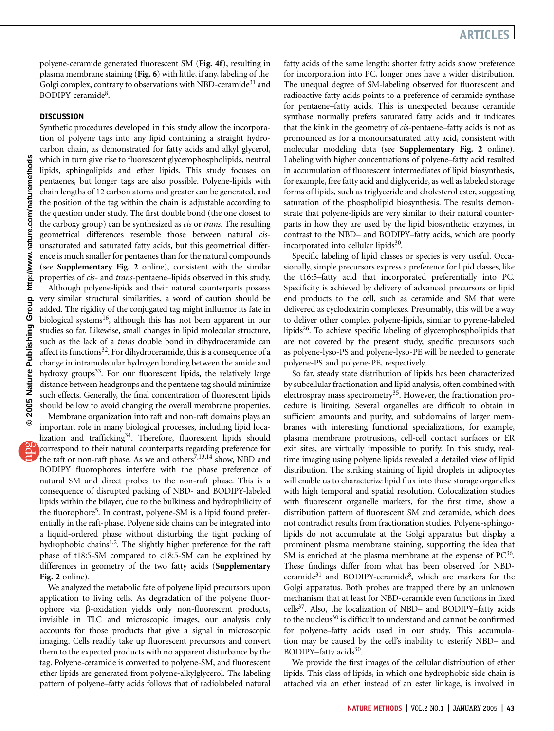polyene-ceramide generated fluorescent SM (**Fig. 4f**), resulting in plasma membrane staining (**Fig. 6**) with little, if any, labeling of the Golgi complex, contrary to observations with NBD-ceramide[31] and BODIPY-ceramide[8].

## DISCUSSION

Synthetic procedures developed in this study allow the incorporation of polyene tags into any lipid containing a straight hydrocarbon chain, as demonstrated for fatty acids and alkyl glycerol, which in turn give rise to fluorescent glycerophospholipids, neutral lipids, sphingolipids and ether lipids. This study focuses on pentaenes, but longer tags are also possible. Polyene-lipids with chain lengths of 12 carbon atoms and greater can be generated, and the position of the tag within the chain is adjustable according to the question under study. The first double bond (the one closest to the carboxy group) can be synthesized as *cis* or *trans*. The resulting geometrical differences resemble those between natural *cis*-unsaturated and saturated fatty acids, but this geometrical difference is much smaller for pentaenes than for the natural compounds (see **Supplementary Fig. 2** online), consistent with the similar properties of *cis*- and *trans*-pentaene–lipids observed in this study.

Although polyene-lipids and their natural counterparts possess very similar structural similarities, a word of caution should be added. The rigidity of the conjugated tag might influence its fate in biological systems[16], although this has not been apparent in our studies so far. Likewise, small changes in lipid molecular structure, such as the lack of a *trans* double bond in dihydroceramide can affect its functions[32]. For dihydroceramide, this is a consequence of a change in intramolecular hydrogen bonding between the amide and hydroxy groups[33]. For our fluorescent lipids, the relatively large distance between headgroups and the pentaene tag should minimize such effects. Generally, the final concentration of fluorescent lipids should be low to avoid changing the overall membrane properties.

Membrane organization into raft and non-raft domains plays an important role in many biological processes, including lipid localization and trafficking[34]. Therefore, fluorescent lipids should correspond to their natural counterparts regarding preference for the raft or non-raft phase. As we and others[7,13,14] show, NBD and BODIPY fluorophores interfere with the phase preference of natural SM and direct probes to the non-raft phase. This is a consequence of disrupted packing of NBD- and BODIPY-labeled lipids within the bilayer, due to the bulkiness and hydrophilicity of the fluorophore[5]. In contrast, polyene-SM is a lipid found preferentially in the raft-phase. Polyene side chains can be integrated into a liquid-ordered phase without disturbing the tight packing of hydrophobic chains[1,2]. The slightly higher preference for the raft phase of t18:5-SM compared to c18:5-SM can be explained by differences in geometry of the two fatty acids (**Supplementary Fig. 2** online).

We analyzed the metabolic fate of polyene lipid precursors upon application to living cells. As degradation of the polyene fluorophore via β-oxidation yields only non-fluorescent products, invisible in TLC and microscopic images, our analysis only accounts for those products that give a signal in microscopic imaging. Cells readily take up fluorescent precursors and convert them to the expected products with no apparent disturbance by the tag. Polyene-ceramide is converted to polyene-SM, and fluorescent ether lipids are generated from polyene-alkylglycerol. The labeling pattern of polyene–fatty acids follows that of radiolabeled natural fatty acids of the same length: shorter fatty acids show preference for incorporation into PC, longer ones have a wider distribution. The unequal degree of SM-labeling observed for fluorescent and radioactive fatty acids points to a preference of ceramide synthase for pentaene–fatty acids. This is unexpected because ceramide synthase normally prefers saturated fatty acids and it indicates that the kink in the geometry of *cis*-pentaene–fatty acids is not as pronounced as for a monounsaturated fatty acid, consistent with molecular modeling data (see **Supplementary Fig. 2** online). Labeling with higher concentrations of polyene–fatty acid resulted in accumulation of fluorescent intermediates of lipid biosynthesis, for example, free fatty acid and diglyceride, as well as labeled storage forms of lipids, such as triglyceride and cholesterol ester, suggesting saturation of the phospholipid biosynthesis. The results demonstrate that polyene-lipids are very similar to their natural counterparts in how they are used by the lipid biosynthetic enzymes, in contrast to the NBD– and BODIPY–fatty acids, which are poorly incorporated into cellular lipids[30].

Specific labeling of lipid classes or species is very useful. Occasionally, simple precursors express a preference for lipid classes, like the t16:5–fatty acid that incorporated preferentially into PC. Specificity is achieved by delivery of advanced precursors or lipid end products to the cell, such as ceramide and SM that were delivered as cyclodextrin complexes. Presumably, this will be a way to deliver other complex polyene-lipids, similar to pyrene-labeled lipids[26]. To achieve specific labeling of glycerophospholipids that are not covered by the present study, specific precursors such as polyene-lyso-PS and polyene-lyso-PE will be needed to generate polyene-PS and polyene-PE, respectively.

So far, steady state distribution of lipids has been characterized by subcellular fractionation and lipid analysis, often combined with electrospray mass spectrometry[35]. However, the fractionation procedure is limiting. Several organelles are difficult to obtain in sufficient amounts and purity, and subdomains of larger membranes with interesting functional specializations, for example, plasma membrane protrusions, cell-cell contact surfaces or ER exit sites, are virtually impossible to purify. In this study, real-time imaging using polyene lipids revealed a detailed view of lipid distribution. The striking staining of lipid droplets in adipocytes will enable us to characterize lipid flux into these storage organelles with high temporal and spatial resolution. Colocalization studies with fluorescent organelle markers, for the first time, show a distribution pattern of fluorescent SM and ceramide, which does not contradict results from fractionation studies. Polyene-sphingolipids do not accumulate at the Golgi apparatus but display a prominent plasma membrane staining, supporting the idea that SM is enriched at the plasma membrane at the expense of PC[36]. These findings differ from what has been observed for NBD-ceramide[31] and BODIPY-ceramide[8], which are markers for the Golgi apparatus. Both probes are trapped there by an unknown mechanism that at least for NBD-ceramide even functions in fixed cells[37]. Also, the localization of NBD– and BODIPY–fatty acids to the nucleus[30] is difficult to understand and cannot be confirmed for polyene–fatty acids used in our study. This accumulation may be caused by the cell's inability to esterify NBD– and BODIPY–fatty acids[30].

We provide the first images of the cellular distribution of ether lipids. This class of lipids, in which one hydrophobic side chain is attached via an ether instead of an ester linkage, is involved in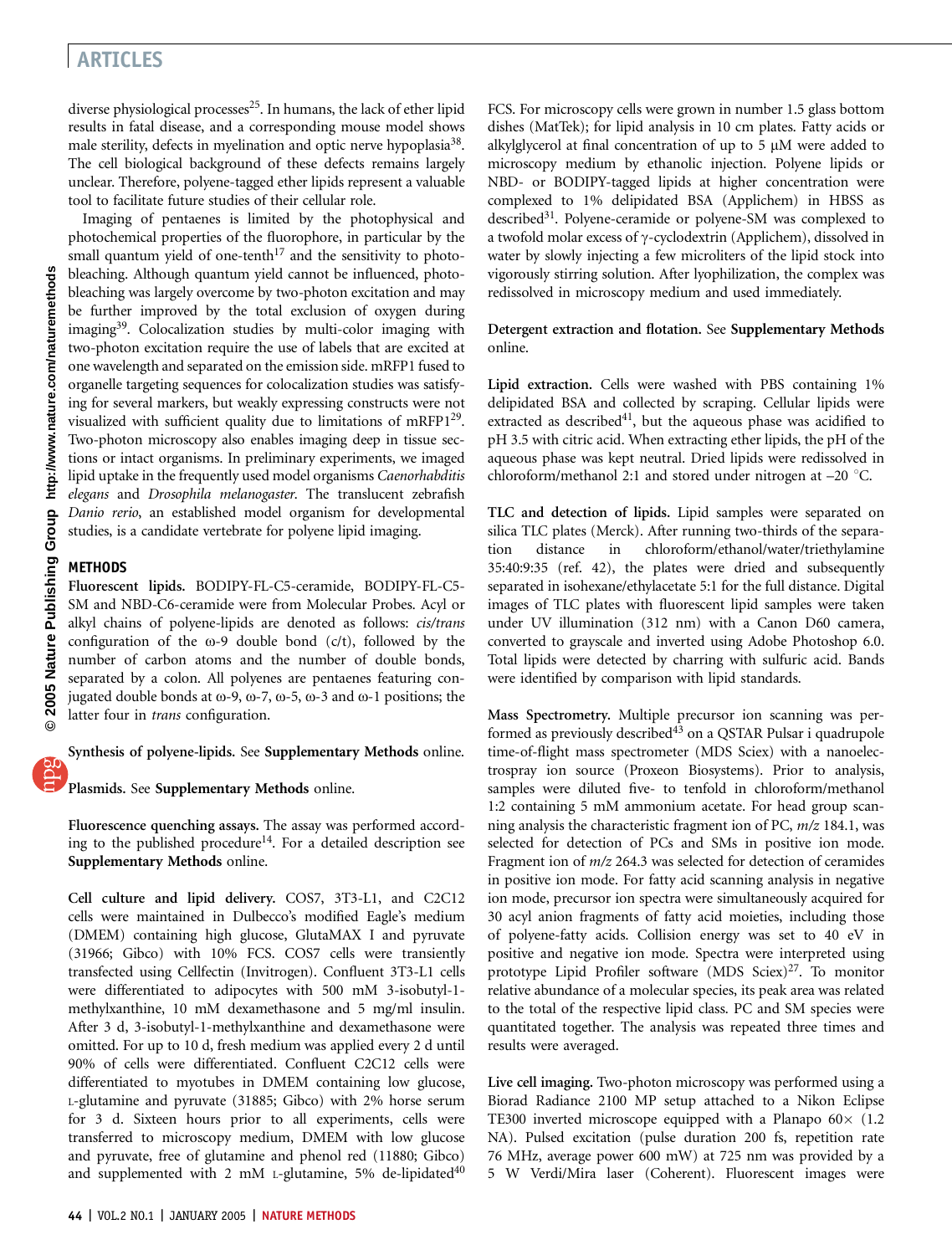diverse physiological processes[25]. In humans, the lack of ether lipid results in fatal disease, and a corresponding mouse model shows male sterility, defects in myelination and optic nerve hypoplasia[38]. The cell biological background of these defects remains largely unclear. Therefore, polyene-tagged ether lipids represent a valuable tool to facilitate future studies of their cellular role.

Imaging of pentaenes is limited by the photophysical and photochemical properties of the fluorophore, in particular by the small quantum yield of one-tenth[17] and the sensitivity to photobleaching. Although quantum yield cannot be influenced, photobleaching was largely overcome by two-photon excitation and may be further improved by the total exclusion of oxygen during imaging[39]. Colocalization studies by multi-color imaging with two-photon excitation require the use of labels that are excited at one wavelength and separated on the emission side. mRFP1 fused to organelle targeting sequences for colocalization studies was satisfying for several markers, but weakly expressing constructs were not visualized with sufficient quality due to limitations of mRFP1[29]. Two-photon microscopy also enables imaging deep in tissue sections or intact organisms. In preliminary experiments, we imaged lipid uptake in the frequently used model organisms *Caenorhabditis elegans* and *Drosophila melanogaster*. The translucent zebrafish *Danio rerio*, an established model organism for developmental studies, is a candidate vertebrate for polyene lipid imaging.

## METHODS

**Fluorescent lipids.** BODIPY-FL-C5-ceramide, BODIPY-FL-C5-SM and NBD-C6-ceramide were from Molecular Probes. Acyl or alkyl chains of polyene-lipids are denoted as follows: *cis/trans* configuration of the ω-9 double bond (c/t), followed by the number of carbon atoms and the number of double bonds, separated by a colon. All polyenes are pentaenes featuring conjugated double bonds at ω-9, ω-7, ω-5, ω-3 and ω-1 positions; the latter four in *trans* configuration.

**Synthesis of polyene-lipids.** See **Supplementary Methods** online.

**Plasmids.** See **Supplementary Methods** online.

**Fluorescence quenching assays.** The assay was performed according to the published procedure[14]. For a detailed description see **Supplementary Methods** online.

**Cell culture and lipid delivery.** COS7, 3T3-L1, and C2C12 cells were maintained in Dulbecco's modified Eagle's medium (DMEM) containing high glucose, GlutaMAX I and pyruvate (31966; Gibco) with 10% FCS. COS7 cells were transiently transfected using Cellfectin (Invitrogen). Confluent 3T3-L1 cells were differentiated to adipocytes with 500 mM 3-isobutyl-1-methylxanthine, 10 mM dexamethasone and 5 mg/ml insulin. After 3 d, 3-isobutyl-1-methylxanthine and dexamethasone were omitted. For up to 10 d, fresh medium was applied every 2 d until 90% of cells were differentiated. Confluent C2C12 cells were differentiated to myotubes in DMEM containing low glucose, L-glutamine and pyruvate (31885; Gibco) with 2% horse serum for 3 d. Sixteen hours prior to all experiments, cells were transferred to microscopy medium, DMEM with low glucose and pyruvate, free of glutamine and phenol red (11880; Gibco) and supplemented with 2 mM L-glutamine, 5% de-lipidated[40] FCS. For microscopy cells were grown in number 1.5 glass bottom dishes (MatTek); for lipid analysis in 10 cm plates. Fatty acids or alkylglycerol at final concentration of up to 5 μM were added to microscopy medium by ethanolic injection. Polyene lipids or NBD- or BODIPY-tagged lipids at higher concentration were complexed to 1% delipidated BSA (Applichem) in HBSS as described[31]. Polyene-ceramide or polyene-SM was complexed to a twofold molar excess of γ-cyclodextrin (Applichem), dissolved in water by slowly injecting a few microliters of the lipid stock into vigorously stirring solution. After lyophilization, the complex was redissolved in microscopy medium and used immediately.

**Detergent extraction and flotation.** See **Supplementary Methods** online.

**Lipid extraction.** Cells were washed with PBS containing 1% delipidated BSA and collected by scraping. Cellular lipids were extracted as described[41], but the aqueous phase was acidified to pH 3.5 with citric acid. When extracting ether lipids, the pH of the aqueous phase was kept neutral. Dried lipids were redissolved in chloroform/methanol 2:1 and stored under nitrogen at –20 °C.

**TLC and detection of lipids.** Lipid samples were separated on silica TLC plates (Merck). After running two-thirds of the separation distance in chloroform/ethanol/water/triethylamine 35:40:9:35 (ref. 42), the plates were dried and subsequently separated in isohexane/ethylacetate 5:1 for the full distance. Digital images of TLC plates with fluorescent lipid samples were taken under UV illumination (312 nm) with a Canon D60 camera, converted to grayscale and inverted using Adobe Photoshop 6.0. Total lipids were detected by charring with sulfuric acid. Bands were identified by comparison with lipid standards.

**Mass Spectrometry.** Multiple precursor ion scanning was performed as previously described[43] on a QSTAR Pulsar i quadrupole time-of-flight mass spectrometer (MDS Sciex) with a nanoelectrospray ion source (Proxeon Biosystems). Prior to analysis, samples were diluted five- to tenfold in chloroform/methanol 1:2 containing 5 mM ammonium acetate. For head group scanning analysis the characteristic fragment ion of PC, *m/z* 184.1, was selected for detection of PCs and SMs in positive ion mode. Fragment ion of *m/z* 264.3 was selected for detection of ceramides in positive ion mode. For fatty acid scanning analysis in negative ion mode, precursor ion spectra were simultaneously acquired for 30 acyl anion fragments of fatty acid moieties, including those of polyene-fatty acids. Collision energy was set to 40 eV in positive and negative ion mode. Spectra were interpreted using prototype Lipid Profiler software (MDS Sciex)[27]. To monitor relative abundance of a molecular species, its peak area was related to the total of the respective lipid class. PC and SM species were quantitated together. The analysis was repeated three times and results were averaged.

**Live cell imaging.** Two-photon microscopy was performed using a Biorad Radiance 2100 MP setup attached to a Nikon Eclipse TE300 inverted microscope equipped with a Planapo 60× (1.2 NA). Pulsed excitation (pulse duration 200 fs, repetition rate 76 MHz, average power 600 mW) at 725 nm was provided by a 5 W Verdi/Mira laser (Coherent). Fluorescent images were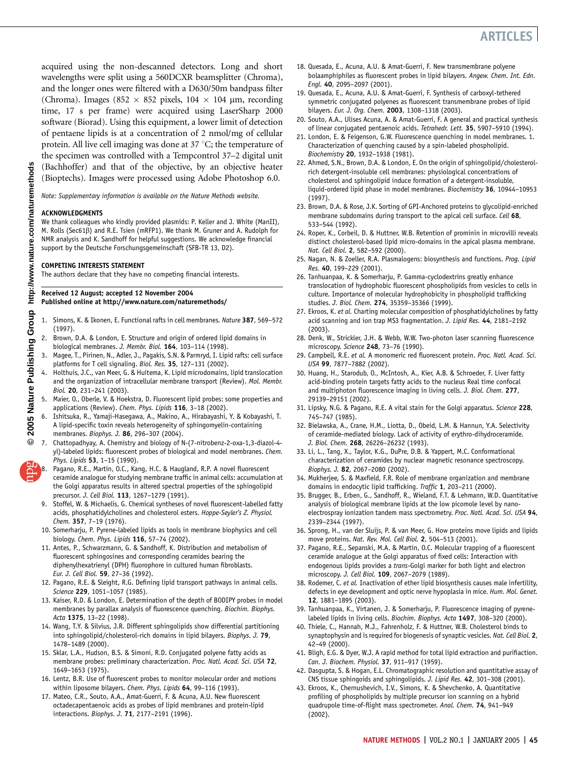acquired using the non-descanned detectors. Long and short wavelengths were split using a 560DCXR beamsplitter (Chroma), and the longer ones were filtered with a D630/50m bandpass filter (Chroma). Images (852 × 852 pixels, 104 × 104 μm, recording time, 17 s per frame) were acquired using LaserSharp 2000 software (Biorad). Using this equipment, a lower limit of detection of pentaene lipids is at a concentration of 2 nmol/mg of cellular protein. All live cell imaging was done at 37 °C; the temperature of the specimen was controlled with a Tempcontrol 37–2 digital unit (Bachhoffer) and that of the objective, by an objective heater (Bioptechs). Images were processed using Adobe Photoshop 6.0.

*Note: Supplementary information is available on the Nature Methods website.*

### ACKNOWLEDGMENTS

We thank colleagues who kindly provided plasmids: P. Keller and J. White (ManII), M. Rolls (Sec61β) and R.E. Tsien (mRFP1). We thank M. Gruner and A. Rudolph for NMR analysis and K. Sandhoff for helpful suggestions. We acknowledge financial support by the Deutsche Forschungsgemeinschaft (SFB-TR 13, D2).

### COMPETING INTERESTS STATEMENT

The authors declare that they have no competing financial interests.

**Received 12 August; accepted 12 November 2004**
**Published online at http://www.nature.com/naturemethods/**

1. Simons, K. & Ikonen, E. Functional rafts in cell membranes. *Nature* **387**, 569–572 (1997).
2. Brown, D.A. & London, E. Structure and origin of ordered lipid domains in biological membranes. *J. Membr. Biol.* **164**, 103–114 (1998).
3. Magee, T., Pirinen, N., Adler, J., Pagakis, S.N. & Parmryd, I. Lipid rafts: cell surface platforms for T cell signaling. *Biol. Res.* **35**, 127–131 (2002).
4. Holthuis, J.C., van Meer, G. & Huitema, K. Lipid microdomains, lipid translocation and the organization of intracellular membrane transport (Review). *Mol. Membr. Biol.* **20**, 231–241 (2003).
5. Maier, O., Oberle, V. & Hoekstra, D. Fluorescent lipid probes: some properties and applications (Review). *Chem. Phys. Lipids* **116**, 3–18 (2002).
6. Ishitsuka, R., Yamaji-Hasegawa, A., Makino, A., Hirabayashi, Y. & Kobayashi, T. A lipid-specific toxin reveals heterogeneity of sphingomyelin-containing membranes. *Biophys. J.* **86**, 296–307 (2004).
7. Chattopadhyay, A. Chemistry and biology of N-(7-nitrobenz-2-oxa-1,3-diazol-4-yl)-labeled lipids: fluorescent probes of biological and model membranes. *Chem. Phys. Lipids* **53**, 1–15 (1990).
8. Pagano, R.E., Martin, O.C., Kang, H.C. & Haugland, R.P. A novel fluorescent ceramide analogue for studying membrane traffic in animal cells: accumulation at the Golgi apparatus results in altered spectral properties of the sphingolipid precursor. *J. Cell Biol.* **113**, 1267–1279 (1991).
9. Stoffel, W. & Michaelis, G. Chemical syntheses of novel fluorescent-labelled fatty acids, phosphatidylcholines and cholesterol esters. *Hoppe-Seyler's Z. Physiol. Chem.* **357**, 7–19 (1976).
10. Somerharju, P. Pyrene-labeled lipids as tools in membrane biophysics and cell biology. *Chem. Phys. Lipids* **116**, 57–74 (2002).
11. Antes, P., Schwarzmann, G. & Sandhoff, K. Distribution and metabolism of fluorescent sphingosines and corresponding ceramides bearing the diphenylhexatrienyl (DPH) fluorophore in cultured human fibroblasts. *Eur. J. Cell Biol.* **59**, 27–36 (1992).
12. Pagano, R.E. & Sleight, R.G. Defining lipid transport pathways in animal cells. *Science* **229**, 1051–1057 (1985).
13. Kaiser, R.D. & London, E. Determination of the depth of BODIPY probes in model membranes by parallax analysis of fluorescence quenching. *Biochim. Biophys. Acta* **1375**, 13–22 (1998).
14. Wang, T.Y. & Silvius, J.R. Different sphingolipids show differential partitioning into sphingolipid/cholesterol-rich domains in lipid bilayers. *Biophys. J.* **79**, 1478–1489 (2000).
15. Sklar, L.A., Hudson, B.S. & Simoni, R.D. Conjugated polyene fatty acids as membrane probes: preliminary characterization. *Proc. Natl. Acad. Sci. USA* **72**, 1649–1653 (1975).
16. Lentz, B.R. Use of fluorescent probes to monitor molecular order and motions within liposome bilayers. *Chem. Phys. Lipids* **64**, 99–116 (1993).
17. Mateo, C.R., Souto, A.A., Amat-Guerri, F. & Acuna, A.U. New fluorescent octadecapentaenoic acids as probes of lipid membranes and protein-lipid interactions. *Biophys. J.* **71**, 2177–2191 (1996).
18. Quesada, E., Acuna, A.U. & Amat-Guerri, F. New transmembrane polyene bolaamphiphiles as fluorescent probes in lipid bilayers. *Angew. Chem. Int. Edn. Engl.* **40**, 2095–2097 (2001).
19. Quesada, E., Acuna, A.U. & Amat-Guerri, F. Synthesis of carboxyl-tethered symmetric conjugated polyenes as fluorescent transmembrane probes of lipid bilayers. *Eur. J. Org. Chem.* **2003**, 1308–1318 (2003).
20. Souto, A.A., Ulises Acuna, A. & Amat-Guerri, F. A general and practical synthesis of linear conjugated pentaenoic acids. *Tetrahedr. Lett.* **35**, 5907–5910 (1994).
21. London, E. & Feigenson, G.W. Fluorescence quenching in model membranes. 1. Characterization of quenching caused by a spin-labeled phospholipid. *Biochemistry* **20**, 1932–1938 (1981).
22. Ahmed, S.N., Brown, D.A. & London, E. On the origin of sphingolipid/cholesterol-rich detergent-insoluble cell membranes: physiological concentrations of cholesterol and sphingolipid induce formation of a detergent-insoluble, liquid-ordered lipid phase in model membranes. *Biochemistry* **36**, 10944–10953 (1997).
23. Brown, D.A. & Rose, J.K. Sorting of GPI-Anchored proteins to glycolipid-enriched membrane subdomains during transport to the apical cell surface. *Cell* **68**, 533–544 (1992).
24. Roper, K., Corbeil, D. & Huttner, W.B. Retention of prominin in microvilli reveals distinct cholesterol-based lipid micro-domains in the apical plasma membrane. *Nat. Cell Biol.* **2**, 582–592 (2000).
25. Nagan, N. & Zoeller, R.A. Plasmalogens: biosynthesis and functions. *Prog. Lipid Res.* **40**, 199–229 (2001).
26. Tanhuanpaa, K. & Somerharju, P. Gamma-cyclodextrins greatly enhance translocation of hydrophobic fluorescent phospholipids from vesicles to cells in culture. Importance of molecular hydrophobicity in phospholipid trafficking studies. *J. Biol. Chem.* **274**, 35359–35366 (1999).
27. Ekroos, K. *et al.* Charting molecular composition of phosphatidylcholines by fatty acid scanning and ion trap MS3 fragmentation. *J. Lipid Res.* **44**, 2181–2192 (2003).
28. Denk, W., Strickler, J.H. & Webb, W.W. Two-photon laser scanning fluorescence microscopy. *Science* **248**, 73–76 (1990).
29. Campbell, R.E. *et al.* A monomeric red fluorescent protein. *Proc. Natl. Acad. Sci. USA* **99**, 7877–7882 (2002).
30. Huang, H., Starodub, O., McIntosh, A., Kier, A.B. & Schroeder, F. Liver fatty acid-binding protein targets fatty acids to the nucleus Real time confocal and multiphoton fluorescence imaging in living cells. *J. Biol. Chem.* **277**, 29139–29151 (2002).
31. Lipsky, N.G. & Pagano, R.E. A vital stain for the Golgi apparatus. *Science* **228**, 745–747 (1985).
32. Bielawska, A., Crane, H.M., Liotta, D., Obeid, L.M. & Hannun, Y.A. Selectivity of ceramide-mediated biology. Lack of activity of erythro-dihydroceramide. *J. Biol. Chem.* **268**, 26226–26232 (1993).
33. Li, L., Tang, X., Taylor, K.G., DuPre, D.B. & Yappert, M.C. Conformational characterization of ceramides by nuclear magnetic resonance spectroscopy. *Biophys. J.* **82**, 2067–2080 (2002).
34. Mukherjee, S. & Maxfield, F.R. Role of membrane organization and membrane domains in endocytic lipid trafficking. *Traffic* **1**, 203–211 (2000).
35. Brugger, B., Erben, G., Sandhoff, R., Wieland, F.T. & Lehmann, W.D. Quantitative analysis of biological membrane lipids at the low picomole level by nano-electrospray ionization tandem mass spectrometry. *Proc. Natl. Acad. Sci. USA* **94**, 2339–2344 (1997).
36. Sprong, H., van der Sluijs, P. & van Meer, G. How proteins move lipids and lipids move proteins. *Nat. Rev. Mol. Cell Biol.* **2**, 504–513 (2001).
37. Pagano, R.E., Sepanski, M.A. & Martin, O.C. Molecular trapping of a fluorescent ceramide analogue at the Golgi apparatus of fixed cells: Interaction with endogenous lipids provides a *trans*-Golgi marker for both light and electron microscopy. *J. Cell Biol.* **109**, 2067–2079 (1989).
38. Rodemer, C. *et al.* Inactivation of ether lipid biosynthesis causes male infertility, defects in eye development and optic nerve hypoplasia in mice. *Hum. Mol. Genet.* **12**, 1881–1895 (2003).
39. Tanhuanpaa, K., Virtanen, J. & Somerharju, P. Fluorescence imaging of pyrene-labeled lipids in living cells. *Biochim. Biophys. Acta* **1497**, 308–320 (2000).
40. Thiele, C., Hannah, M.J., Fahrenholz, F. & Huttner, W.B. Cholesterol binds to synaptophysin and is required for biogenesis of synaptic vesicles. *Nat. Cell Biol.* **2**, 42–49 (2000).
41. Bligh, E.G. & Dyer, W.J. A rapid method for total lipid extraction and purifiaction. *Can. J. Biochem. Physiol.* **37**, 911–917 (1959).
42. Dasgupta, S. & Hogan, E.L. Chromatographic resolution and quantitative assay of CNS tissue sphingoids and sphingolipids. *J. Lipid Res.* **42**, 301–308 (2001).
43. Ekroos, K., Chernushevich, I.V., Simons, K. & Shevchenko, A. Quantitative profiling of phospholipids by multiple precursor ion scanning on a hybrid quadrupole time-of-flight mass spectrometer. *Anal. Chem.* **74**, 941–949 (2002).